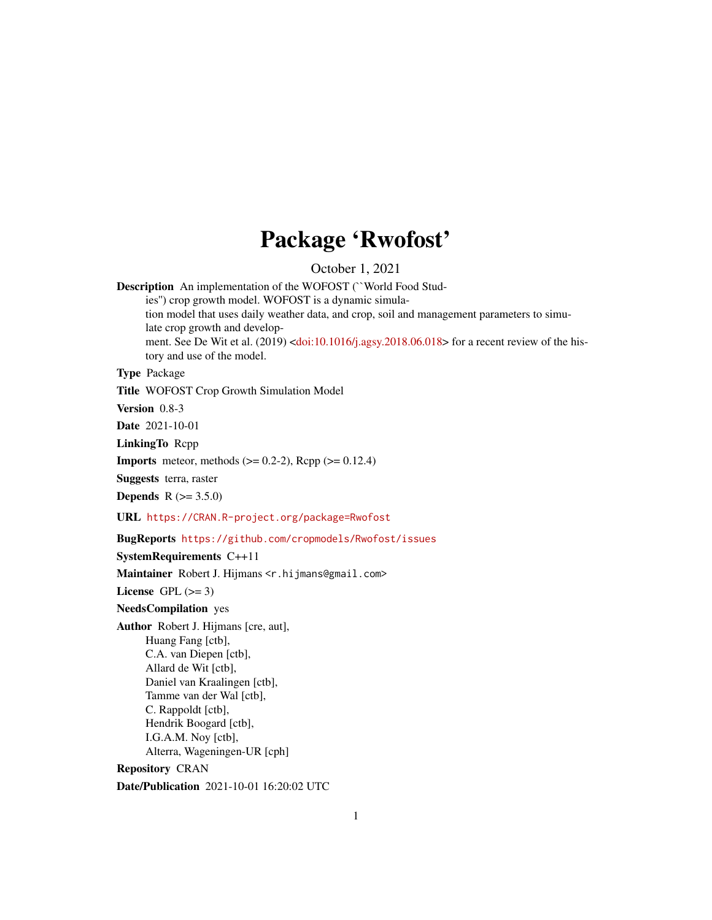# Package 'Rwofost'

October 1, 2021

**Description** An implementation of the WOFOST (``World Food Studies'') crop growth model. WOFOST is a dynamic simulation model that uses daily weather data, and crop, soil and management parameters to simulate crop growth and development. See De Wit et al. (2019) <doi:10.1016/j.agsy.2018.06.018> for a recent review of the history and use of the model.

**Type** Package

**Title** WOFOST Crop Growth Simulation Model

**Version** 0.8-3

**Date** 2021-10-01

**LinkingTo** Rcpp

**Imports** meteor, methods (>= 0.2-2), Rcpp (>= 0.12.4)

**Suggests** terra, raster

**Depends** R (>= 3.5.0)

**URL** https://CRAN.R-project.org/package=Rwofost

**BugReports** https://github.com/cropmodels/Rwofost/issues

**SystemRequirements** C++11

**Maintainer** Robert J. Hijmans <r.hijmans@gmail.com>

**License** GPL (>= 3)

**NeedsCompilation** yes

**Author** Robert J. Hijmans [cre, aut],
Huang Fang [ctb],
C.A. van Diepen [ctb],
Allard de Wit [ctb],
Daniel van Kraalingen [ctb],
Tamme van der Wal [ctb],
C. Rappoldt [ctb],
Hendrik Boogard [ctb],
I.G.A.M. Noy [ctb],
Alterra, Wageningen-UR [cph]

**Repository** CRAN

**Date/Publication** 2021-10-01 16:20:02 UTC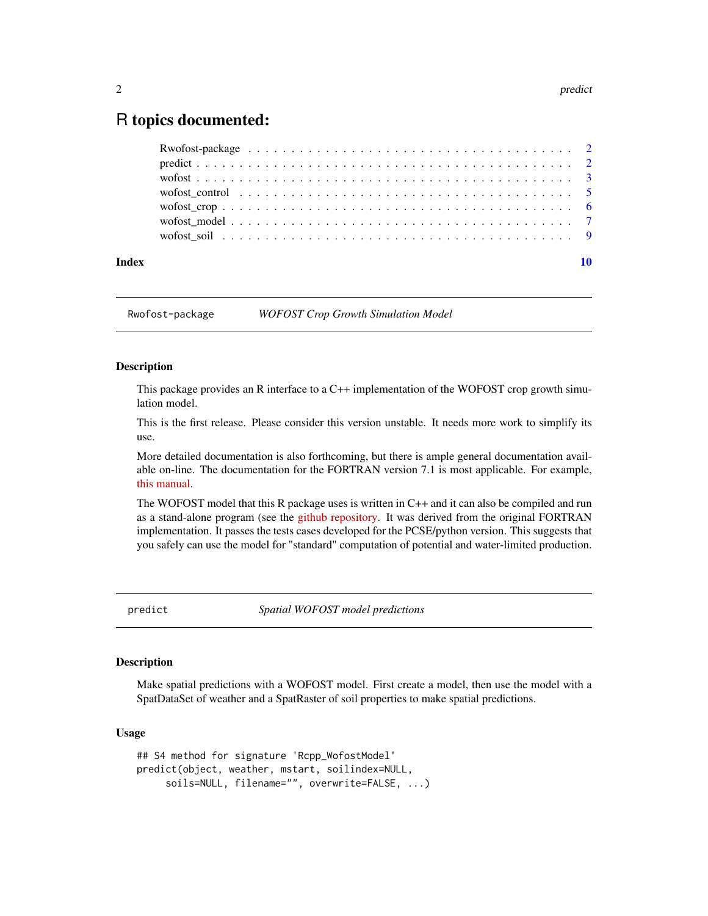# R topics documented:

- Rwofost-package . . . . . . . . . . . . . . . . . . . . . . . . . . . . . . . . . . . . 2
- predict . . . . . . . . . . . . . . . . . . . . . . . . . . . . . . . . . . . . . . . . 2
- wofost . . . . . . . . . . . . . . . . . . . . . . . . . . . . . . . . . . . . . . . . 3
- wofost_control . . . . . . . . . . . . . . . . . . . . . . . . . . . . . . . . . . . . 5
- wofost_crop . . . . . . . . . . . . . . . . . . . . . . . . . . . . . . . . . . . . . 6
- wofost_model . . . . . . . . . . . . . . . . . . . . . . . . . . . . . . . . . . . . 7
- wofost_soil . . . . . . . . . . . . . . . . . . . . . . . . . . . . . . . . . . . . . 9

**Index** 10

---

`Rwofost-package` *WOFOST Crop Growth Simulation Model*

---

### Description

This package provides an R interface to a C++ implementation of the WOFOST crop growth simulation model.

This is the first release. Please consider this version unstable. It needs more work to simplify its use.

More detailed documentation is also forthcoming, but there is ample general documentation available on-line. The documentation for the FORTRAN version 7.1 is most applicable. For example, this manual.

The WOFOST model that this R package uses is written in C++ and it can also be compiled and run as a stand-alone program (see the github repository. It was derived from the original FORTRAN implementation. It passes the tests cases developed for the PCSE/python version. This suggests that you safely can use the model for "standard" computation of potential and water-limited production.

---

`predict` *Spatial WOFOST model predictions*

---

### Description

Make spatial predictions with a WOFOST model. First create a model, then use the model with a SpatDataSet of weather and a SpatRaster of soil properties to make spatial predictions.

### Usage

```
## S4 method for signature 'Rcpp_WofostModel'
predict(object, weather, mstart, soilindex=NULL,
     soils=NULL, filename="", overwrite=FALSE, ...)
```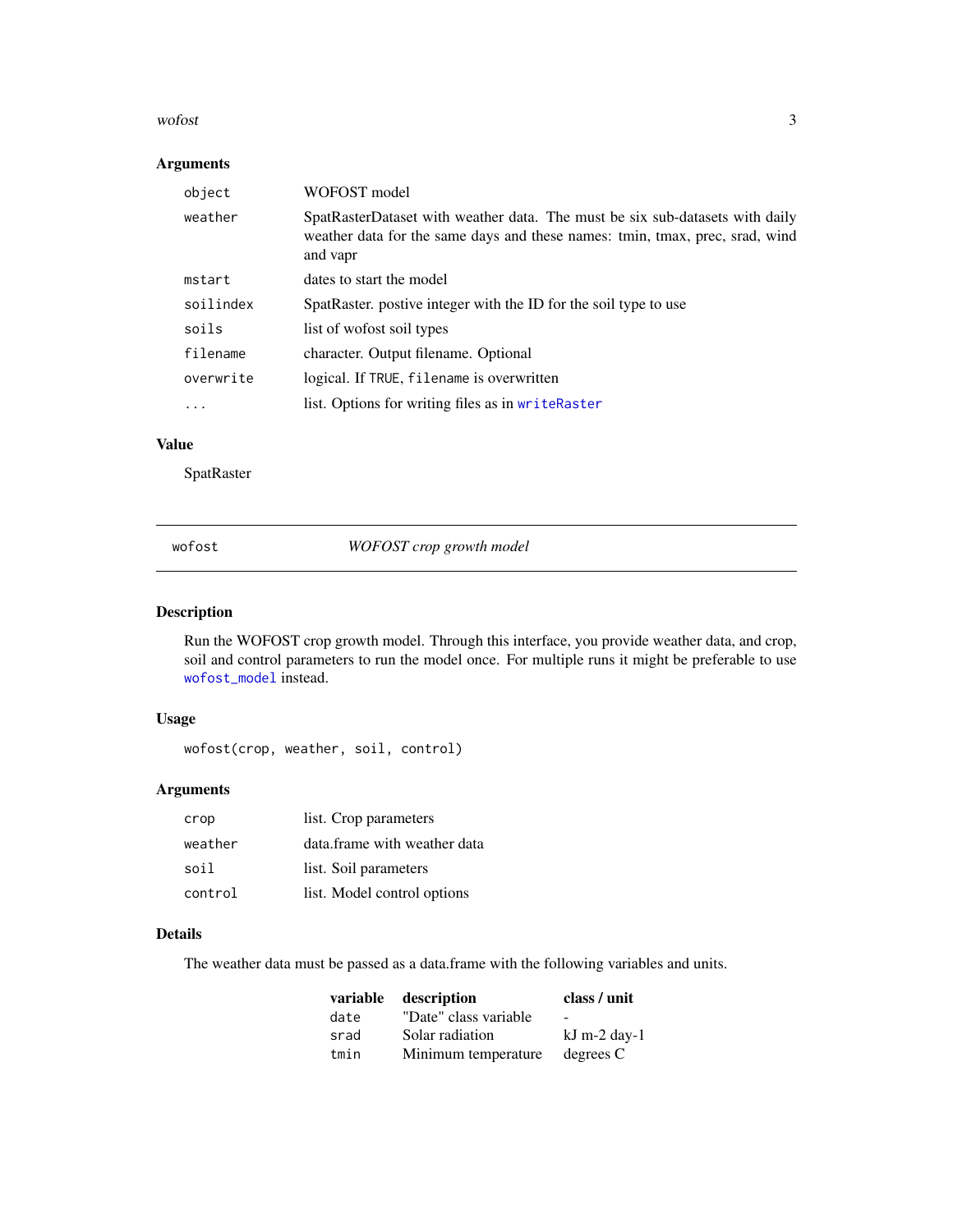### Arguments

| | |
|---|---|
| `object` | WOFOST model |
| `weather` | SpatRasterDataset with weather data. The must be six sub-datasets with daily weather data for the same days and these names: tmin, tmax, prec, srad, wind and vapr |
| `mstart` | dates to start the model |
| `soilindex` | SpatRaster. postive integer with the ID for the soil type to use |
| `soils` | list of wofost soil types |
| `filename` | character. Output filename. Optional |
| `overwrite` | logical. If `TRUE`, `filename` is overwritten |
| `...` | list. Options for writing files as in `writeRaster` |

### Value

SpatRaster

---

## `wofost` *WOFOST crop growth model*

---

### Description

Run the WOFOST crop growth model. Through this interface, you provide weather data, and crop, soil and control parameters to run the model once. For multiple runs it might be preferable to use `wofost_model` instead.

### Usage

```
wofost(crop, weather, soil, control)
```

### Arguments

| | |
|---|---|
| `crop` | list. Crop parameters |
| `weather` | data.frame with weather data |
| `soil` | list. Soil parameters |
| `control` | list. Model control options |

### Details

The weather data must be passed as a data.frame with the following variables and units.

| variable | description | class / unit |
|---|---|---|
| `date` | "Date" class variable | - |
| `srad` | Solar radiation | kJ m-2 day-1 |
| `tmin` | Minimum temperature | degrees C |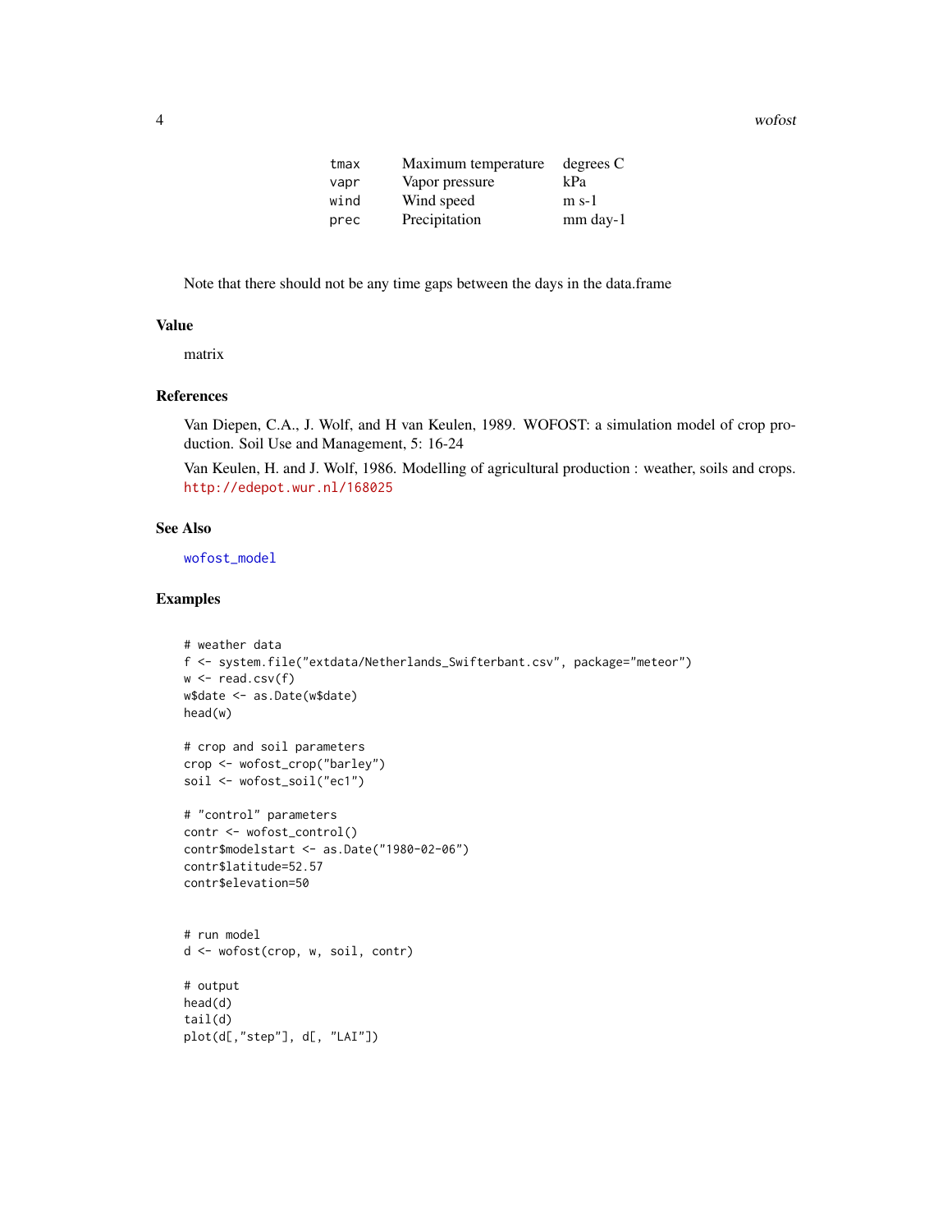| | | |
|---|---|---|
| tmax | Maximum temperature | degrees C |
| vapr | Vapor pressure | kPa |
| wind | Wind speed | m s-1 |
| prec | Precipitation | mm day-1 |

Note that there should not be any time gaps between the days in the data.frame

## Value

matrix

## References

Van Diepen, C.A., J. Wolf, and H van Keulen, 1989. WOFOST: a simulation model of crop production. Soil Use and Management, 5: 16-24

Van Keulen, H. and J. Wolf, 1986. Modelling of agricultural production : weather, soils and crops. http://edepot.wur.nl/168025

## See Also

wofost_model

## Examples

```
# weather data
f <- system.file("extdata/Netherlands_Swifterbant.csv", package="meteor")
w <- read.csv(f)
w$date <- as.Date(w$date)
head(w)

# crop and soil parameters
crop <- wofost_crop("barley")
soil <- wofost_soil("ec1")

# "control" parameters
contr <- wofost_control()
contr$modelstart <- as.Date("1980-02-06")
contr$latitude=52.57
contr$elevation=50


# run model
d <- wofost(crop, w, soil, contr)

# output
head(d)
tail(d)
plot(d[,"step"], d[, "LAI"])
```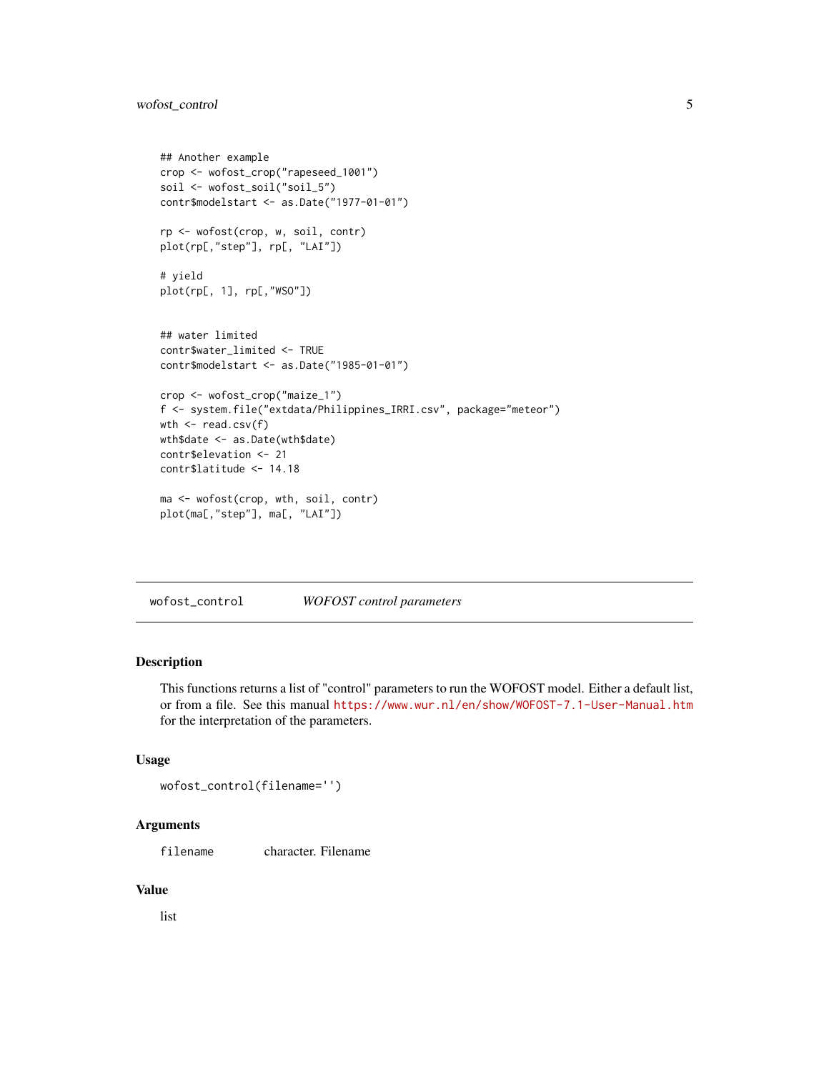```
## Another example
crop <- wofost_crop("rapeseed_1001")
soil <- wofost_soil("soil_5")
contr$modelstart <- as.Date("1977-01-01")

rp <- wofost(crop, w, soil, contr)
plot(rp[,"step"], rp[, "LAI"])

# yield
plot(rp[, 1], rp[,"WSO"])


## water limited
contr$water_limited <- TRUE
contr$modelstart <- as.Date("1985-01-01")

crop <- wofost_crop("maize_1")
f <- system.file("extdata/Philippines_IRRI.csv", package="meteor")
wth <- read.csv(f)
wth$date <- as.Date(wth$date)
contr$elevation <- 21
contr$latitude <- 14.18

ma <- wofost(crop, wth, soil, contr)
plot(ma[,"step"], ma[, "LAI"])
```

---

## wofost_control — *WOFOST control parameters*

### Description

This functions returns a list of "control" parameters to run the WOFOST model. Either a default list, or from a file. See this manual https://www.wur.nl/en/show/WOFOST-7.1-User-Manual.htm for the interpretation of the parameters.

### Usage

```
wofost_control(filename='')
```

### Arguments

| | |
|---|---|
| filename | character. Filename |

### Value

list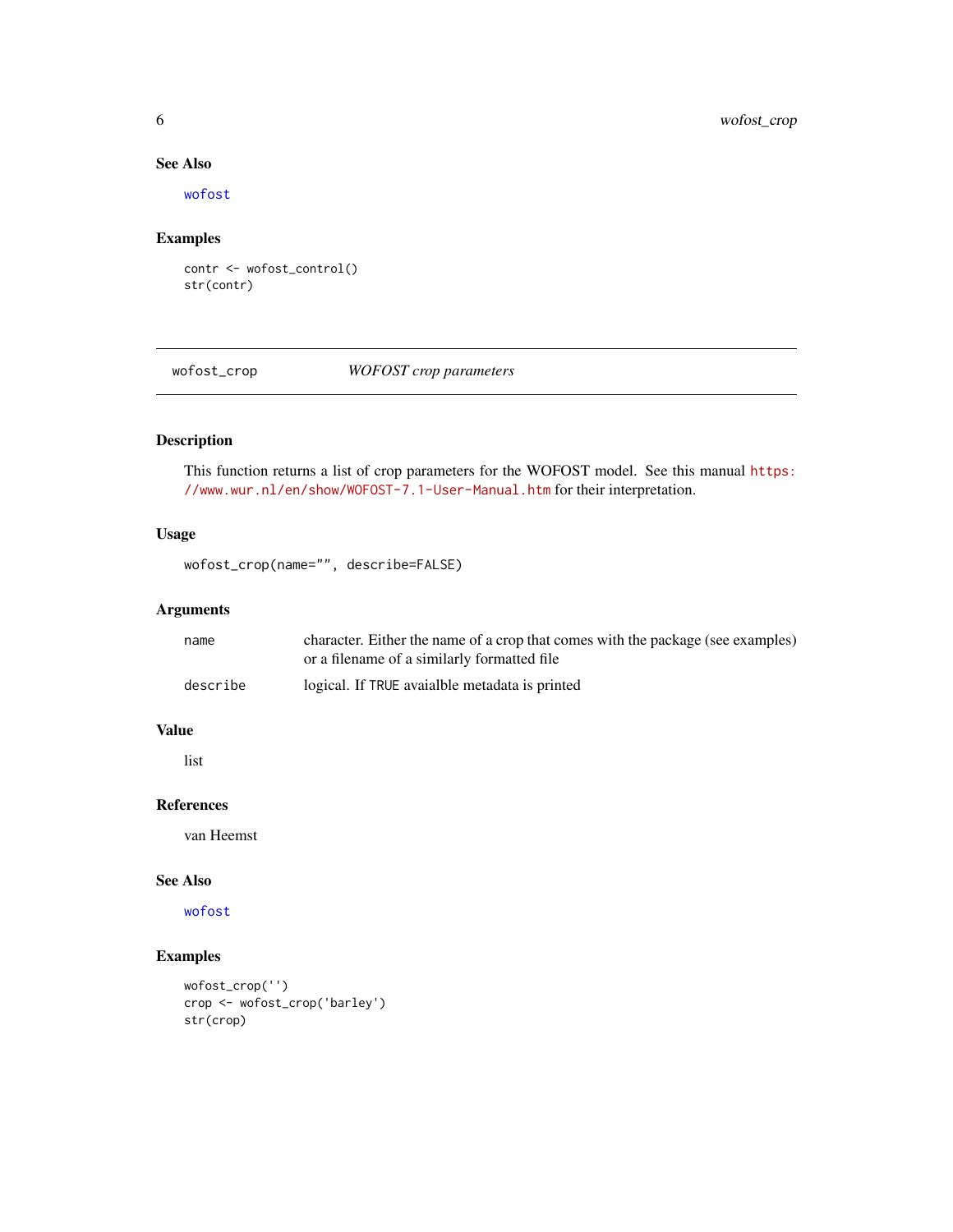## See Also

wofost

## Examples

```
contr <- wofost_control()
str(contr)
```

---

`wofost_crop` *WOFOST crop parameters*

---

## Description

This function returns a list of crop parameters for the WOFOST model. See this manual https://www.wur.nl/en/show/WOFOST-7.1-User-Manual.htm for their interpretation.

## Usage

```
wofost_crop(name="", describe=FALSE)
```

## Arguments

| | |
|---|---|
| name | character. Either the name of a crop that comes with the package (see examples) or a filename of a similarly formatted file |
| describe | logical. If TRUE avaialble metadata is printed |

## Value

list

## References

van Heemst

## See Also

wofost

## Examples

```
wofost_crop('')
crop <- wofost_crop('barley')
str(crop)
```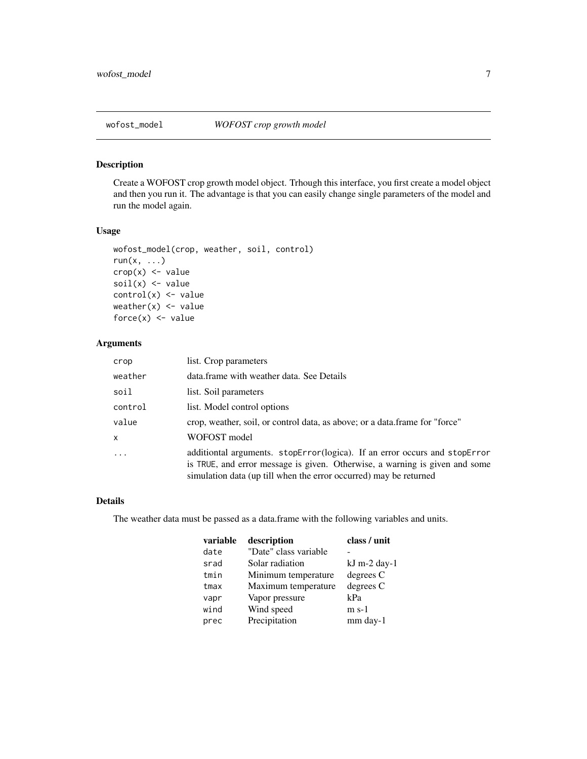# wofost_model — *WOFOST crop growth model*

## Description

Create a WOFOST crop growth model object. Trhough this interface, you first create a model object and then you run it. The advantage is that you can easily change single parameters of the model and run the model again.

## Usage

```
wofost_model(crop, weather, soil, control)
run(x, ...)
crop(x) <- value
soil(x) <- value
control(x) <- value
weather(x) <- value
force(x) <- value
```

## Arguments

| | |
|---|---|
| `crop` | list. Crop parameters |
| `weather` | data.frame with weather data. See Details |
| `soil` | list. Soil parameters |
| `control` | list. Model control options |
| `value` | crop, weather, soil, or control data, as above; or a data.frame for "force" |
| `x` | WOFOST model |
| `...` | additiontal arguments. `stopError(logica)`. If an error occurs and `stopError` is `TRUE`, and error message is given. Otherwise, a warning is given and some simulation data (up till when the error occurred) may be returned |

## Details

The weather data must be passed as a data.frame with the following variables and units.

| variable | description | class / unit |
|---|---|---|
| `date` | "Date" class variable | - |
| `srad` | Solar radiation | kJ m-2 day-1 |
| `tmin` | Minimum temperature | degrees C |
| `tmax` | Maximum temperature | degrees C |
| `vapr` | Vapor pressure | kPa |
| `wind` | Wind speed | m s-1 |
| `prec` | Precipitation | mm day-1 |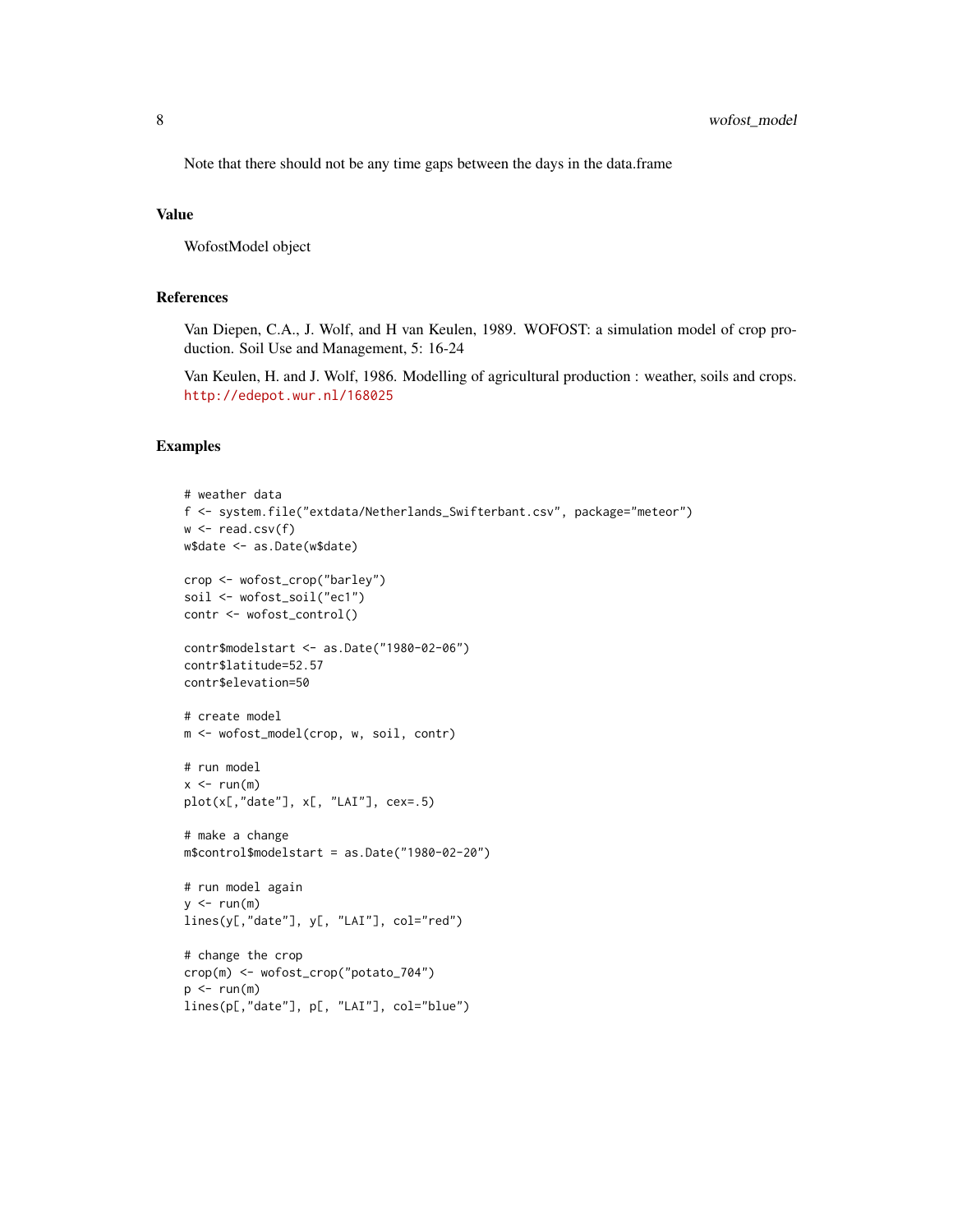Note that there should not be any time gaps between the days in the data.frame

## Value

WofostModel object

## References

Van Diepen, C.A., J. Wolf, and H van Keulen, 1989. WOFOST: a simulation model of crop production. Soil Use and Management, 5: 16-24

Van Keulen, H. and J. Wolf, 1986. Modelling of agricultural production : weather, soils and crops. http://edepot.wur.nl/168025

## Examples

```
# weather data
f <- system.file("extdata/Netherlands_Swifterbant.csv", package="meteor")
w <- read.csv(f)
w$date <- as.Date(w$date)

crop <- wofost_crop("barley")
soil <- wofost_soil("ec1")
contr <- wofost_control()

contr$modelstart <- as.Date("1980-02-06")
contr$latitude=52.57
contr$elevation=50

# create model
m <- wofost_model(crop, w, soil, contr)

# run model
x <- run(m)
plot(x[,"date"], x[, "LAI"], cex=.5)

# make a change
m$control$modelstart = as.Date("1980-02-20")

# run model again
y <- run(m)
lines(y[,"date"], y[, "LAI"], col="red")

# change the crop
crop(m) <- wofost_crop("potato_704")
p <- run(m)
lines(p[,"date"], p[, "LAI"], col="blue")
```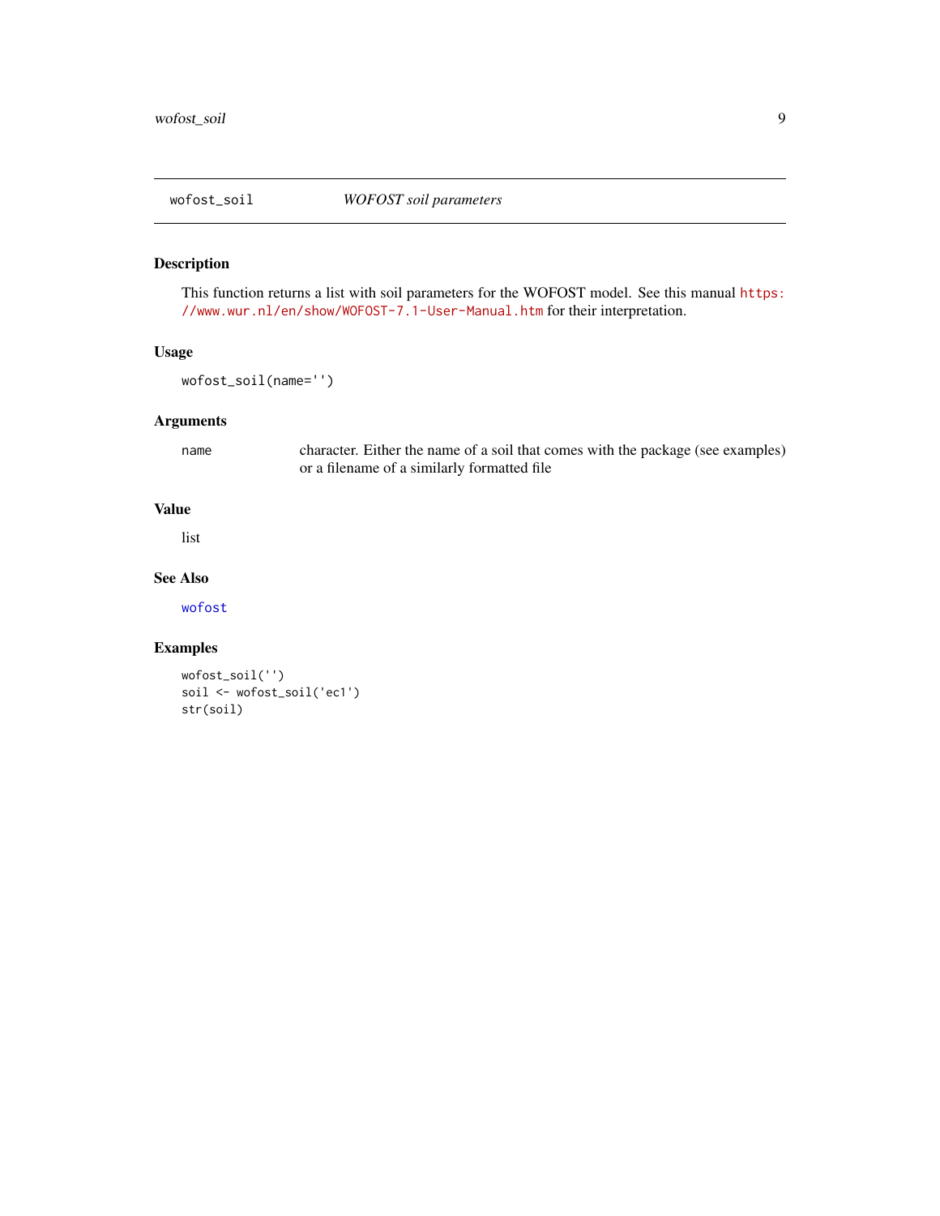## wofost_soil — *WOFOST soil parameters*

### Description

This function returns a list with soil parameters for the WOFOST model. See this manual https://www.wur.nl/en/show/WOFOST-7.1-User-Manual.htm for their interpretation.

### Usage

```
wofost_soil(name='')
```

### Arguments

| | |
|---|---|
| name | character. Either the name of a soil that comes with the package (see examples) or a filename of a similarly formatted file |

### Value

list

### See Also

wofost

### Examples

```
wofost_soil('')
soil <- wofost_soil('ec1')
str(soil)
```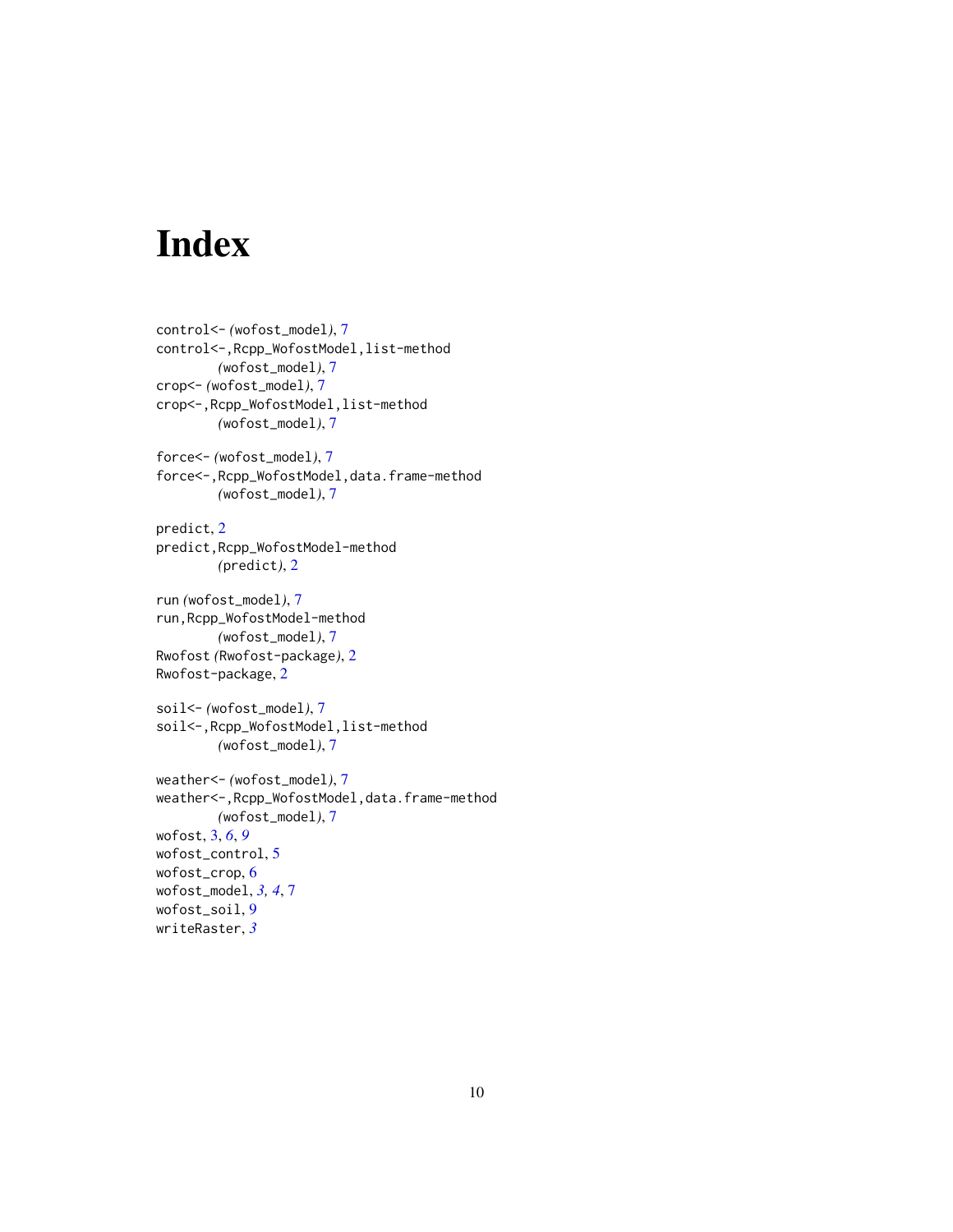# Index

control<- *(*wofost_model*)*, 7
control<-,Rcpp_WofostModel,list-method
    *(*wofost_model*)*, 7
crop<- *(*wofost_model*)*, 7
crop<-,Rcpp_WofostModel,list-method
    *(*wofost_model*)*, 7

force<- *(*wofost_model*)*, 7
force<-,Rcpp_WofostModel,data.frame-method
    *(*wofost_model*)*, 7

predict, 2
predict,Rcpp_WofostModel-method
    *(*predict*)*, 2

run *(*wofost_model*)*, 7
run,Rcpp_WofostModel-method
    *(*wofost_model*)*, 7
Rwofost *(*Rwofost-package*)*, 2
Rwofost-package, 2

soil<- *(*wofost_model*)*, 7
soil<-,Rcpp_WofostModel,list-method
    *(*wofost_model*)*, 7

weather<- *(*wofost_model*)*, 7
weather<-,Rcpp_WofostModel,data.frame-method
    *(*wofost_model*)*, 7
wofost, 3, *6*, *9*
wofost_control, 5
wofost_crop, 6
wofost_model, *3*, *4*, 7
wofost_soil, 9
writeRaster, *3*